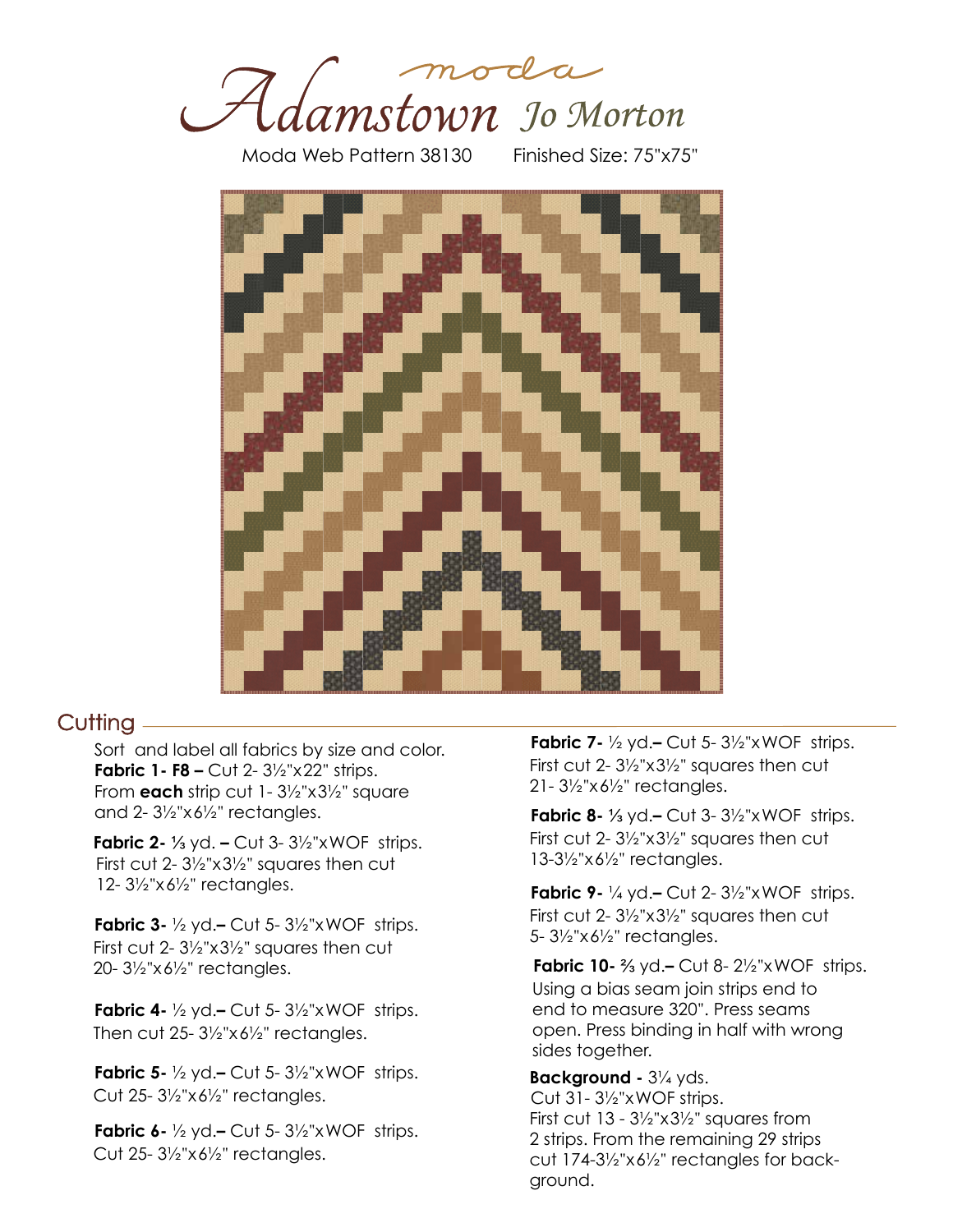# Adamstown

moda

*Jo Morton*

Moda Web Pattern 38130 Finished Size: 75"x75"

## Cutting

Sort and label all fabrics by size and color.

**Fabric 1- F8 –** Cut 2- 3½"x22" strips. From **each** strip cut 1- 3½"x3½" square and 2- 3½"x6½" rectangles.

**Fabric 2-** ⅓ yd. **–** Cut 3- 3½"xWOF strips. First cut 2- 3½"x3½" squares then cut 12- 3½"x6½" rectangles.

**Fabric 3-** ½ yd.**–** Cut 5- 3½"xWOF strips. First cut 2- 3½"x3½" squares then cut 20- 3½"x6½" rectangles.

**Fabric 4-** ½ yd.**–** Cut 5- 3½"xWOF strips. Then cut 25- 3½"x6½" rectangles.

**Fabric 5-** ½ yd.**–** Cut 5- 3½"xWOF strips. Cut 25- 3½"x6½" rectangles.

**Fabric 6-** ½ yd.**–** Cut 5- 3½"xWOF strips. Cut 25- 3½"x6½" rectangles.

**Fabric 7-** ½ yd.**–** Cut 5- 3½"xWOF strips. First cut 2- 3½"x3½" squares then cut 21- 3½"x6½" rectangles.

**Fabric 8-** ⅓ yd.**–** Cut 3- 3½"xWOF strips. First cut 2- 3½"x3½" squares then cut 13-3½"x6½" rectangles.

**Fabric 9-** ¼ yd.**–** Cut 2- 3½"xWOF strips. First cut 2- 3½"x3½" squares then cut 5- 3½"x6½" rectangles.

**Fabric 10-** ⅔ yd.**–** Cut 8- 2½"xWOF strips. Using a bias seam join strips end to end to measure 320". Press seams open. Press binding in half with wrong sides together.

**Background -** 3¼ yds. Cut 31- 3½"xWOF strips. First cut 13 - 3½"x3½" squares from 2 strips. From the remaining 29 strips cut 174-3½"x6½" rectangles for background.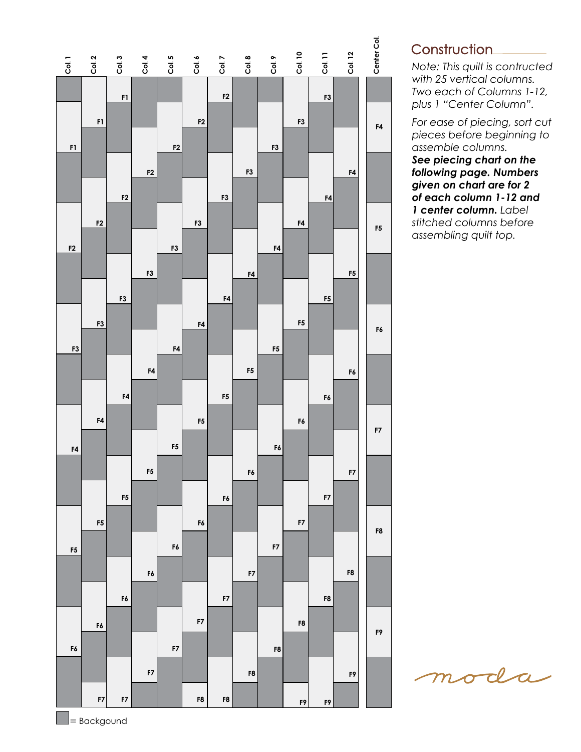## Construction

*Note: This quilt is contructed with 25 vertical columns. Two each of Columns 1-12, plus 1 "Center Column".*

*For ease of piecing, sort cut pieces before beginning to assemble columns.* ***See piecing chart on the following page. Numbers given on chart are for 2 of each column 1-12 and 1 center column.*** *Label stitched columns before assembling quilt top.*

Col. 1 | Col. 2 | Col. 3 | Col. 4 | Col. 5 | Col. 6 | Col. 7 | Col. 8 | Col. 9 | Col. 10 | Col. 11 | Col. 12 | Center Col.

Col. 1: F1, F2, F3, F4, F5, F6

Col. 2: F1, F2, F3, F4, F5, F6, F7

Col. 3: F1, F2, F3, F4, F5, F6, F7

Col. 4: F2, F3, F4, F5, F6, F7

Col. 5: F2, F3, F4, F5, F6, F7

Col. 6: F2, F3, F4, F5, F6, F7, F8

Col. 7: F2, F3, F4, F5, F6, F7, F8

Col. 8: F3, F4, F5, F6, F7, F8

Col. 9: F3, F4, F5, F6, F7, F8

Col. 10: F3, F4, F5, F6, F7, F8, F9

Col. 11: F3, F4, F5, F6, F7, F8, F9

Col. 12: F4, F5, F6, F7, F8, F9

Center Col.: F4, F5, F6, F7, F8, F9

■ = Backgound

moda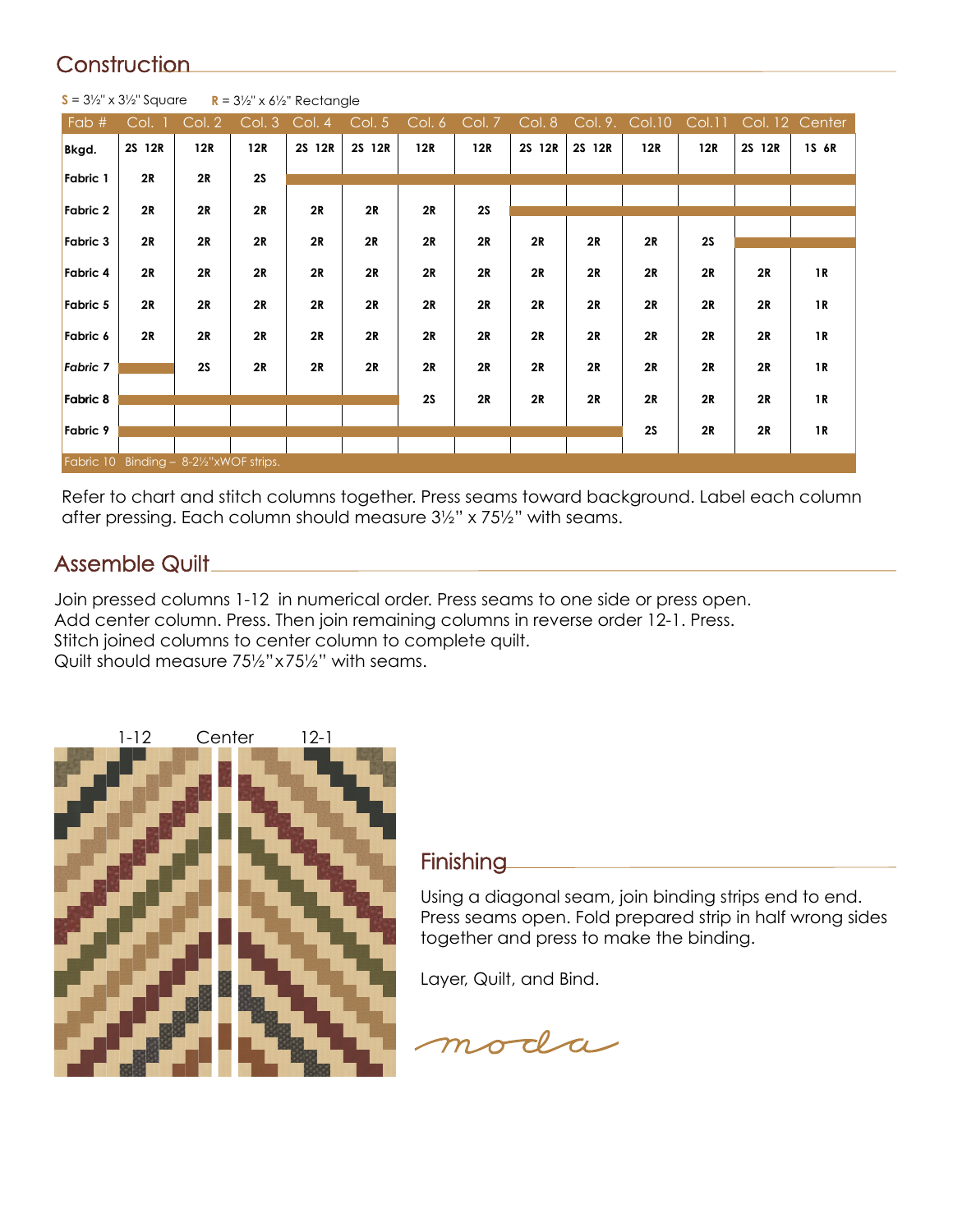## Construction

**S** = 3½" x 3½" Square **R** = 3½" x 6½" Rectangle

| Fab # | Col. 1 | Col. 2 | Col. 3 | Col. 4 | Col. 5 | Col. 6 | Col. 7 | Col. 8 | Col. 9. | Col.10 | Col.11 | Col. 12 | Center |
|---|---|---|---|---|---|---|---|---|---|---|---|---|---|
| Bkgd. | 2S 12R | 12R | 12R | 2S 12R | 2S 12R | 12R | 12R | 2S 12R | 2S 12R | 12R | 12R | 2S 12R | 1S 6R |
| Fabric 1 | 2R | 2R | 2S | | | | | | | | | | |
| Fabric 2 | 2R | 2R | 2R | 2R | 2R | 2R | 2S | | | | | | |
| Fabric 3 | 2R | 2R | 2R | 2R | 2R | 2R | 2R | 2R | 2R | 2R | 2S | | |
| Fabric 4 | 2R | 2R | 2R | 2R | 2R | 2R | 2R | 2R | 2R | 2R | 2R | 2R | 1R |
| Fabric 5 | 2R | 2R | 2R | 2R | 2R | 2R | 2R | 2R | 2R | 2R | 2R | 2R | 1R |
| Fabric 6 | 2R | 2R | 2R | 2R | 2R | 2R | 2R | 2R | 2R | 2R | 2R | 2R | 1R |
| *Fabric 7* | | 2S | 2R | 2R | 2R | 2R | 2R | 2R | 2R | 2R | 2R | 2R | 1R |
| Fabric 8 | | | | | | 2S | 2R | 2R | 2R | 2R | 2R | 2R | 1R |
| Fabric 9 | | | | | | | | | | 2S | 2R | 2R | 1R |
| Fabric 10 Binding – 8-2½"xWOF strips. | | | | | | | | | | | | | |

Refer to chart and stitch columns together. Press seams toward background. Label each column after pressing. Each column should measure 3½" x 75½" with seams.

## Assemble Quilt

Join pressed columns 1-12 in numerical order. Press seams to one side or press open.
Add center column. Press. Then join remaining columns in reverse order 12-1. Press.
Stitch joined columns to center column to complete quilt.
Quilt should measure 75½"x75½" with seams.

1-12 Center 12-1

## Finishing

Using a diagonal seam, join binding strips end to end. Press seams open. Fold prepared strip in half wrong sides together and press to make the binding.

Layer, Quilt, and Bind.

moda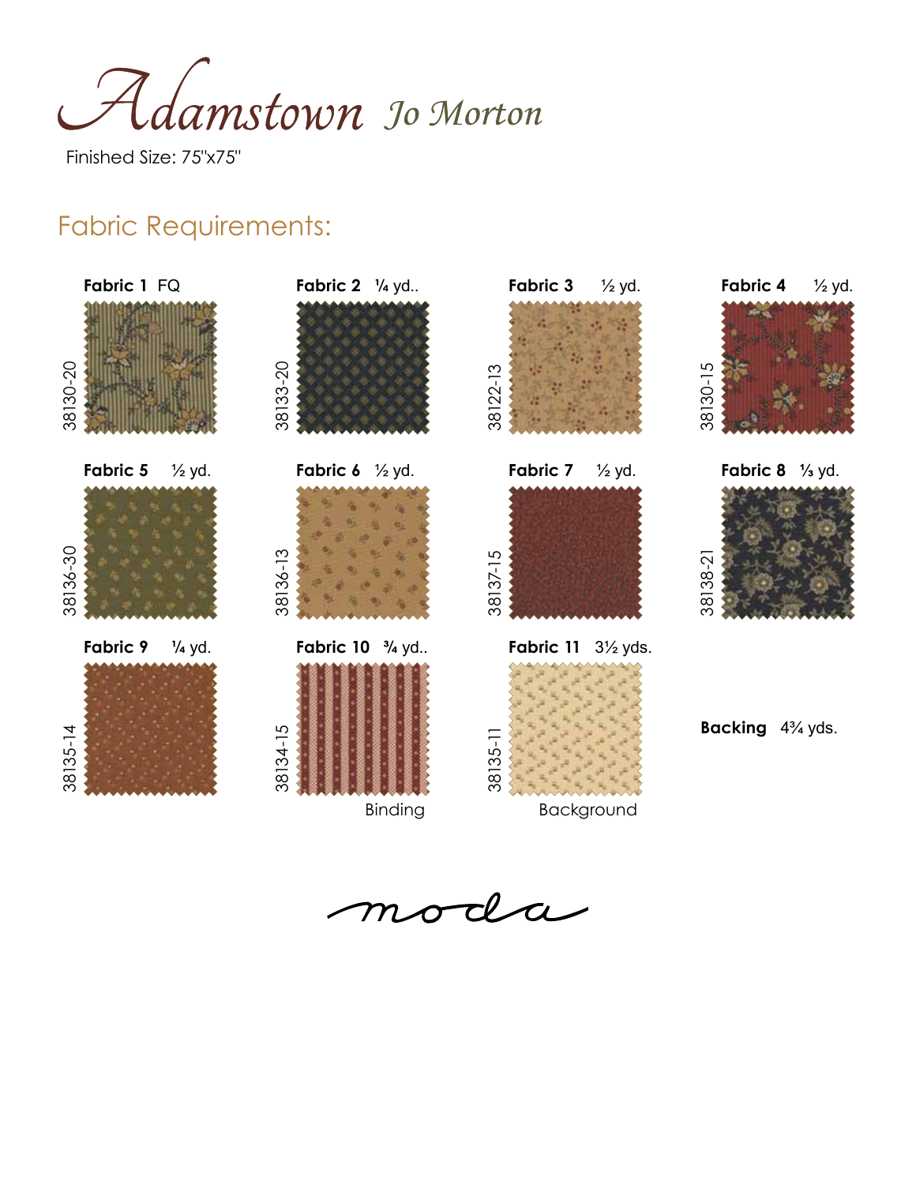# *Adamstown* *Jo Morton*

Finished Size: 75"x75"

## Fabric Requirements:

**Fabric 1** FQ
38130-20

**Fabric 2** ¼ yd..
38133-20

**Fabric 3** ½ yd.
38122-13

**Fabric 4** ½ yd.
38130-15

**Fabric 5** ½ yd.
38136-30

**Fabric 6** ½ yd.
38136-13

**Fabric 7** ½ yd.
38137-15

**Fabric 8** ⅓ yd.
38138-21

**Fabric 9** ¼ yd.
38135-14

**Fabric 10** ¾ yd..
38134-15
Binding

**Fabric 11** 3½ yds.
38135-11
Background

**Backing** 4¾ yds.

moda